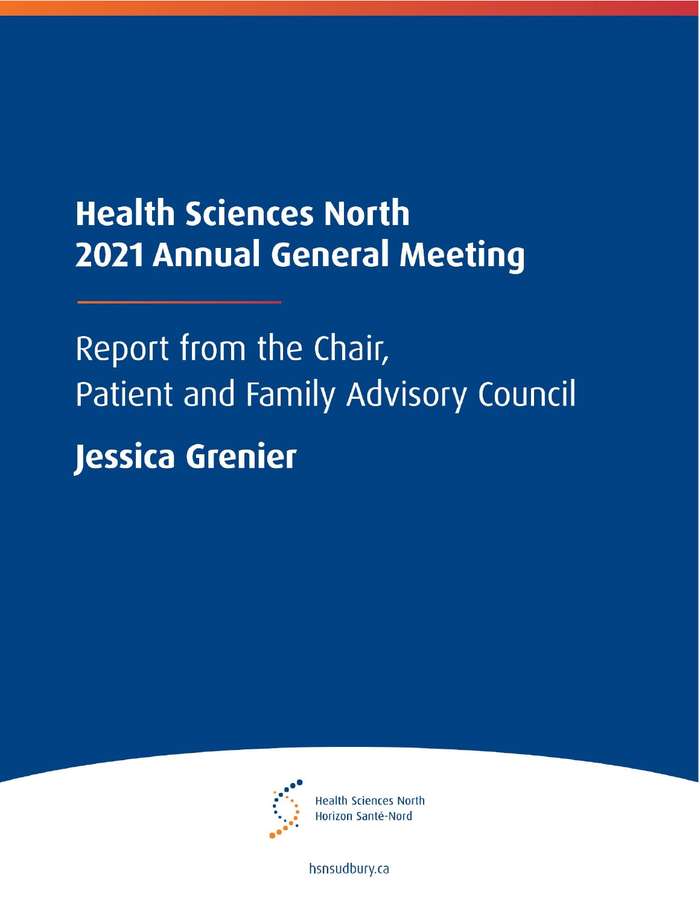# Health Sciences North
# 2021 Annual General Meeting

## Report from the Chair, Patient and Family Advisory Council

## Jessica Grenier

Health Sciences North
Horizon Santé-Nord

hsnsudbury.ca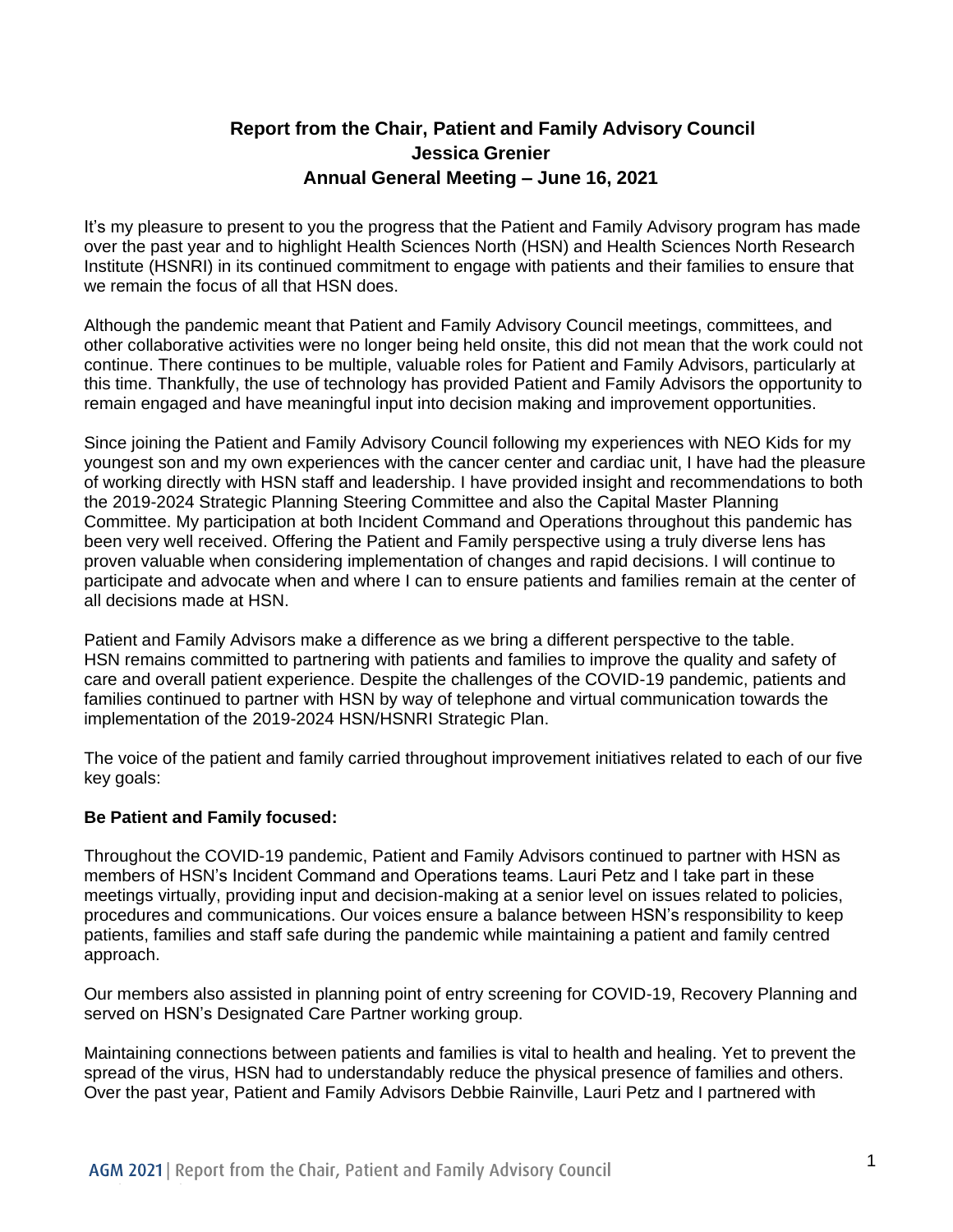**Report from the Chair, Patient and Family Advisory Council**
**Jessica Grenier**
**Annual General Meeting – June 16, 2021**

It's my pleasure to present to you the progress that the Patient and Family Advisory program has made over the past year and to highlight Health Sciences North (HSN) and Health Sciences North Research Institute (HSNRI) in its continued commitment to engage with patients and their families to ensure that we remain the focus of all that HSN does.

Although the pandemic meant that Patient and Family Advisory Council meetings, committees, and other collaborative activities were no longer being held onsite, this did not mean that the work could not continue. There continues to be multiple, valuable roles for Patient and Family Advisors, particularly at this time. Thankfully, the use of technology has provided Patient and Family Advisors the opportunity to remain engaged and have meaningful input into decision making and improvement opportunities.

Since joining the Patient and Family Advisory Council following my experiences with NEO Kids for my youngest son and my own experiences with the cancer center and cardiac unit, I have had the pleasure of working directly with HSN staff and leadership. I have provided insight and recommendations to both the 2019-2024 Strategic Planning Steering Committee and also the Capital Master Planning Committee. My participation at both Incident Command and Operations throughout this pandemic has been very well received. Offering the Patient and Family perspective using a truly diverse lens has proven valuable when considering implementation of changes and rapid decisions. I will continue to participate and advocate when and where I can to ensure patients and families remain at the center of all decisions made at HSN.

Patient and Family Advisors make a difference as we bring a different perspective to the table. HSN remains committed to partnering with patients and families to improve the quality and safety of care and overall patient experience. Despite the challenges of the COVID-19 pandemic, patients and families continued to partner with HSN by way of telephone and virtual communication towards the implementation of the 2019-2024 HSN/HSNRI Strategic Plan.

The voice of the patient and family carried throughout improvement initiatives related to each of our five key goals:

**Be Patient and Family focused:**

Throughout the COVID-19 pandemic, Patient and Family Advisors continued to partner with HSN as members of HSN's Incident Command and Operations teams. Lauri Petz and I take part in these meetings virtually, providing input and decision-making at a senior level on issues related to policies, procedures and communications. Our voices ensure a balance between HSN's responsibility to keep patients, families and staff safe during the pandemic while maintaining a patient and family centred approach.

Our members also assisted in planning point of entry screening for COVID-19, Recovery Planning and served on HSN's Designated Care Partner working group.

Maintaining connections between patients and families is vital to health and healing. Yet to prevent the spread of the virus, HSN had to understandably reduce the physical presence of families and others. Over the past year, Patient and Family Advisors Debbie Rainville, Lauri Petz and I partnered with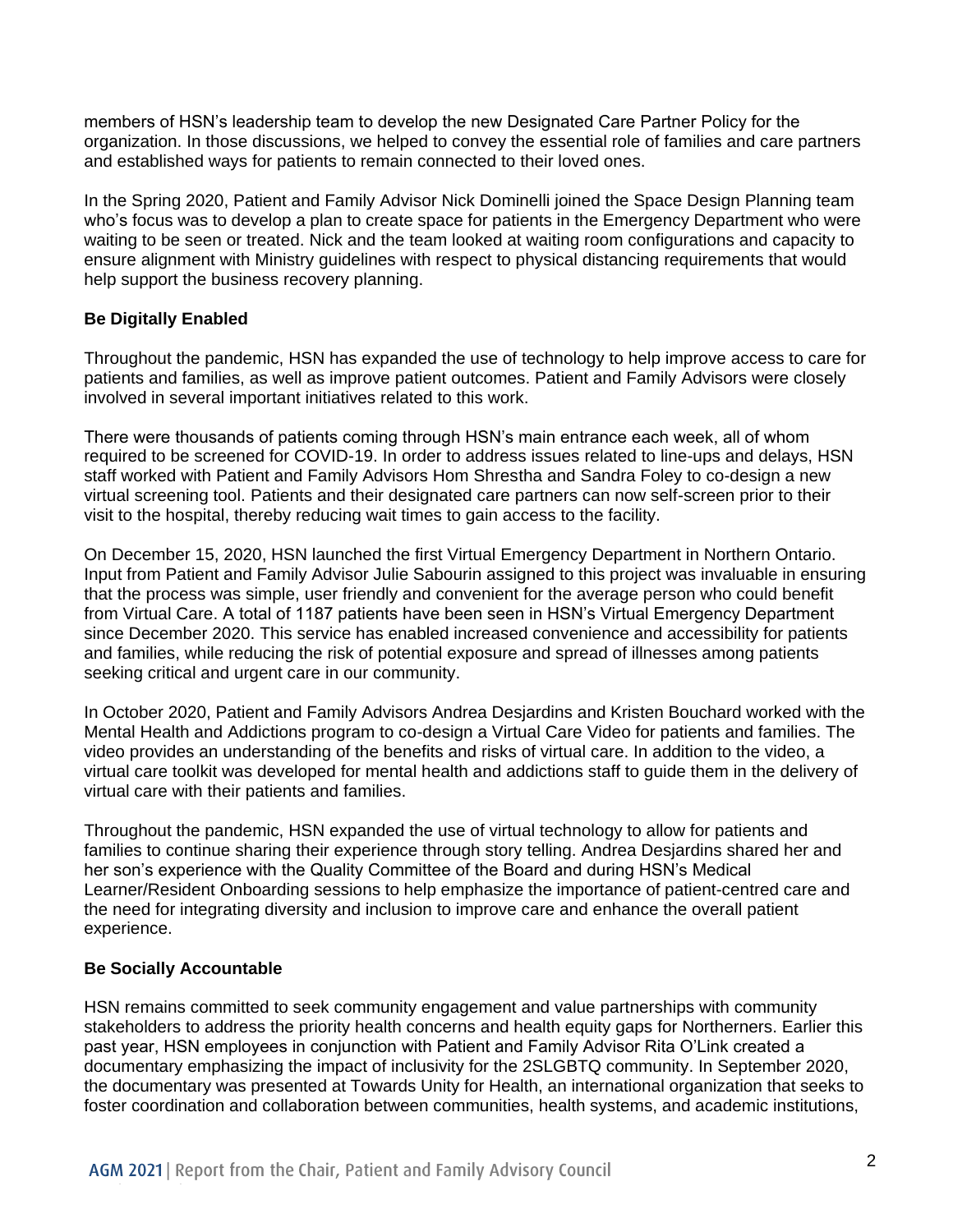members of HSN's leadership team to develop the new Designated Care Partner Policy for the organization. In those discussions, we helped to convey the essential role of families and care partners and established ways for patients to remain connected to their loved ones.

In the Spring 2020, Patient and Family Advisor Nick Dominelli joined the Space Design Planning team who's focus was to develop a plan to create space for patients in the Emergency Department who were waiting to be seen or treated. Nick and the team looked at waiting room configurations and capacity to ensure alignment with Ministry guidelines with respect to physical distancing requirements that would help support the business recovery planning.

**Be Digitally Enabled**

Throughout the pandemic, HSN has expanded the use of technology to help improve access to care for patients and families, as well as improve patient outcomes. Patient and Family Advisors were closely involved in several important initiatives related to this work.

There were thousands of patients coming through HSN's main entrance each week, all of whom required to be screened for COVID-19. In order to address issues related to line-ups and delays, HSN staff worked with Patient and Family Advisors Hom Shrestha and Sandra Foley to co-design a new virtual screening tool. Patients and their designated care partners can now self-screen prior to their visit to the hospital, thereby reducing wait times to gain access to the facility.

On December 15, 2020, HSN launched the first Virtual Emergency Department in Northern Ontario. Input from Patient and Family Advisor Julie Sabourin assigned to this project was invaluable in ensuring that the process was simple, user friendly and convenient for the average person who could benefit from Virtual Care. A total of 1187 patients have been seen in HSN's Virtual Emergency Department since December 2020. This service has enabled increased convenience and accessibility for patients and families, while reducing the risk of potential exposure and spread of illnesses among patients seeking critical and urgent care in our community.

In October 2020, Patient and Family Advisors Andrea Desjardins and Kristen Bouchard worked with the Mental Health and Addictions program to co-design a Virtual Care Video for patients and families. The video provides an understanding of the benefits and risks of virtual care. In addition to the video, a virtual care toolkit was developed for mental health and addictions staff to guide them in the delivery of virtual care with their patients and families.

Throughout the pandemic, HSN expanded the use of virtual technology to allow for patients and families to continue sharing their experience through story telling. Andrea Desjardins shared her and her son's experience with the Quality Committee of the Board and during HSN's Medical Learner/Resident Onboarding sessions to help emphasize the importance of patient-centred care and the need for integrating diversity and inclusion to improve care and enhance the overall patient experience.

**Be Socially Accountable**

HSN remains committed to seek community engagement and value partnerships with community stakeholders to address the priority health concerns and health equity gaps for Northerners. Earlier this past year, HSN employees in conjunction with Patient and Family Advisor Rita O'Link created a documentary emphasizing the impact of inclusivity for the 2SLGBTQ community. In September 2020, the documentary was presented at Towards Unity for Health, an international organization that seeks to foster coordination and collaboration between communities, health systems, and academic institutions,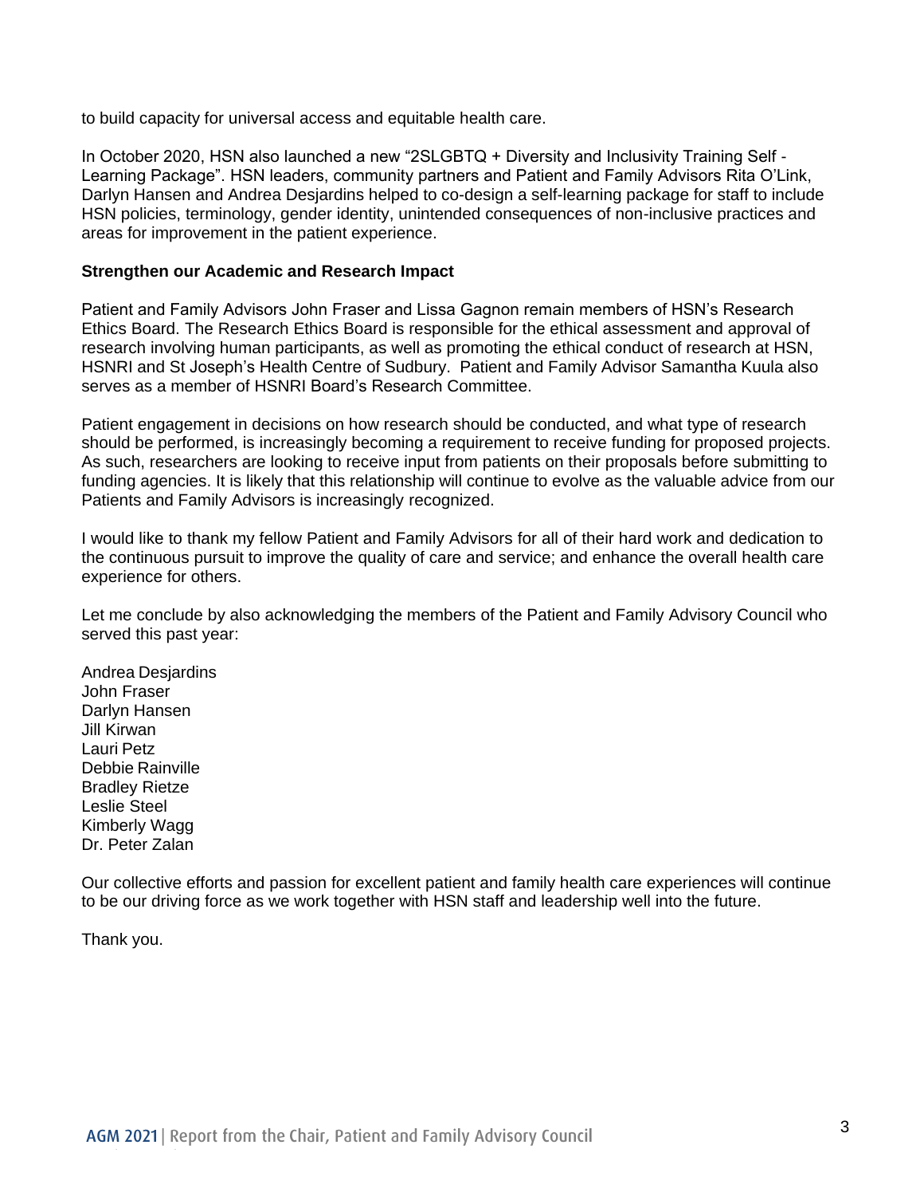to build capacity for universal access and equitable health care.

In October 2020, HSN also launched a new "2SLGBTQ + Diversity and Inclusivity Training Self - Learning Package". HSN leaders, community partners and Patient and Family Advisors Rita O'Link, Darlyn Hansen and Andrea Desjardins helped to co-design a self-learning package for staff to include HSN policies, terminology, gender identity, unintended consequences of non-inclusive practices and areas for improvement in the patient experience.

**Strengthen our Academic and Research Impact**

Patient and Family Advisors John Fraser and Lissa Gagnon remain members of HSN's Research Ethics Board. The Research Ethics Board is responsible for the ethical assessment and approval of research involving human participants, as well as promoting the ethical conduct of research at HSN, HSNRI and St Joseph's Health Centre of Sudbury. Patient and Family Advisor Samantha Kuula also serves as a member of HSNRI Board's Research Committee.

Patient engagement in decisions on how research should be conducted, and what type of research should be performed, is increasingly becoming a requirement to receive funding for proposed projects. As such, researchers are looking to receive input from patients on their proposals before submitting to funding agencies. It is likely that this relationship will continue to evolve as the valuable advice from our Patients and Family Advisors is increasingly recognized.

I would like to thank my fellow Patient and Family Advisors for all of their hard work and dedication to the continuous pursuit to improve the quality of care and service; and enhance the overall health care experience for others.

Let me conclude by also acknowledging the members of the Patient and Family Advisory Council who served this past year:

Andrea Desjardins
John Fraser
Darlyn Hansen
Jill Kirwan
Lauri Petz
Debbie Rainville
Bradley Rietze
Leslie Steel
Kimberly Wagg
Dr. Peter Zalan

Our collective efforts and passion for excellent patient and family health care experiences will continue to be our driving force as we work together with HSN staff and leadership well into the future.

Thank you.